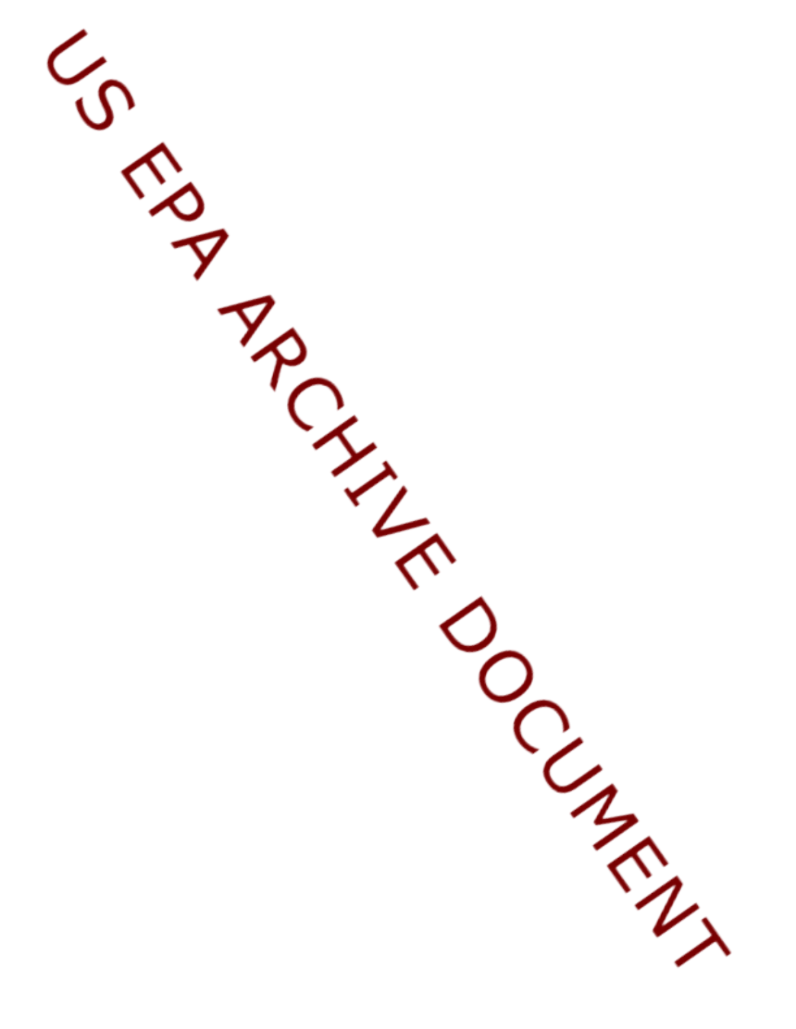US EPA ARCHIVE DOCUMENT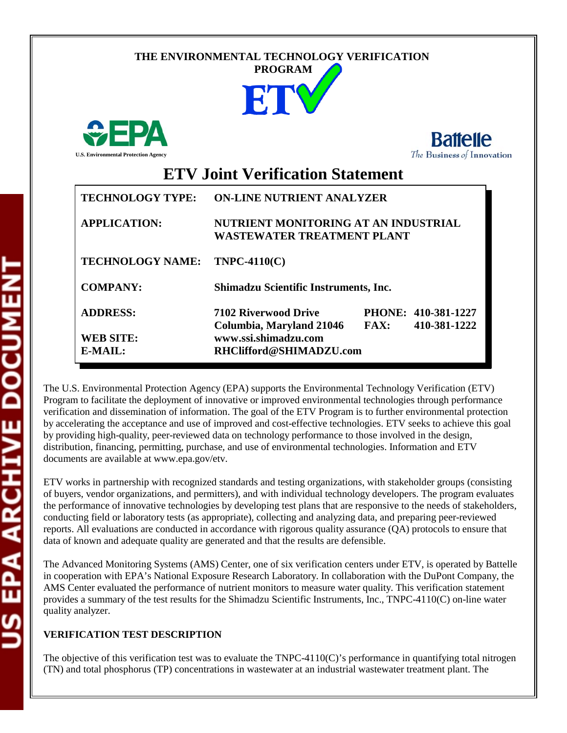THE ENVIRONMENTAL TECHNOLOGY VERIFICATION PROGRAM

ETV

U.S. Environmental Protection Agency

Battelle
The Business of Innovation

# ETV Joint Verification Statement

| | |
|---|---|
| **TECHNOLOGY TYPE:** | **ON-LINE NUTRIENT ANALYZER** |
| **APPLICATION:** | **NUTRIENT MONITORING AT AN INDUSTRIAL WASTEWATER TREATMENT PLANT** |
| **TECHNOLOGY NAME:** | **TNPC-4110(C)** |
| **COMPANY:** | **Shimadzu Scientific Instruments, Inc.** |
| **ADDRESS:** | **7102 Riverwood Drive**<br>**Columbia, Maryland 21046** — **PHONE: 410-381-1227** **FAX: 410-381-1222** |
| **WEB SITE:** | **www.ssi.shimadzu.com** |
| **E-MAIL:** | **RHClifford@SHIMADZU.com** |

The U.S. Environmental Protection Agency (EPA) supports the Environmental Technology Verification (ETV) Program to facilitate the deployment of innovative or improved environmental technologies through performance verification and dissemination of information. The goal of the ETV Program is to further environmental protection by accelerating the acceptance and use of improved and cost-effective technologies. ETV seeks to achieve this goal by providing high-quality, peer-reviewed data on technology performance to those involved in the design, distribution, financing, permitting, purchase, and use of environmental technologies. Information and ETV documents are available at www.epa.gov/etv.

ETV works in partnership with recognized standards and testing organizations, with stakeholder groups (consisting of buyers, vendor organizations, and permitters), and with individual technology developers. The program evaluates the performance of innovative technologies by developing test plans that are responsive to the needs of stakeholders, conducting field or laboratory tests (as appropriate), collecting and analyzing data, and preparing peer-reviewed reports. All evaluations are conducted in accordance with rigorous quality assurance (QA) protocols to ensure that data of known and adequate quality are generated and that the results are defensible.

The Advanced Monitoring Systems (AMS) Center, one of six verification centers under ETV, is operated by Battelle in cooperation with EPA's National Exposure Research Laboratory. In collaboration with the DuPont Company, the AMS Center evaluated the performance of nutrient monitors to measure water quality. This verification statement provides a summary of the test results for the Shimadzu Scientific Instruments, Inc., TNPC-4110(C) on-line water quality analyzer.

## VERIFICATION TEST DESCRIPTION

The objective of this verification test was to evaluate the TNPC-4110(C)'s performance in quantifying total nitrogen (TN) and total phosphorus (TP) concentrations in wastewater at an industrial wastewater treatment plant. The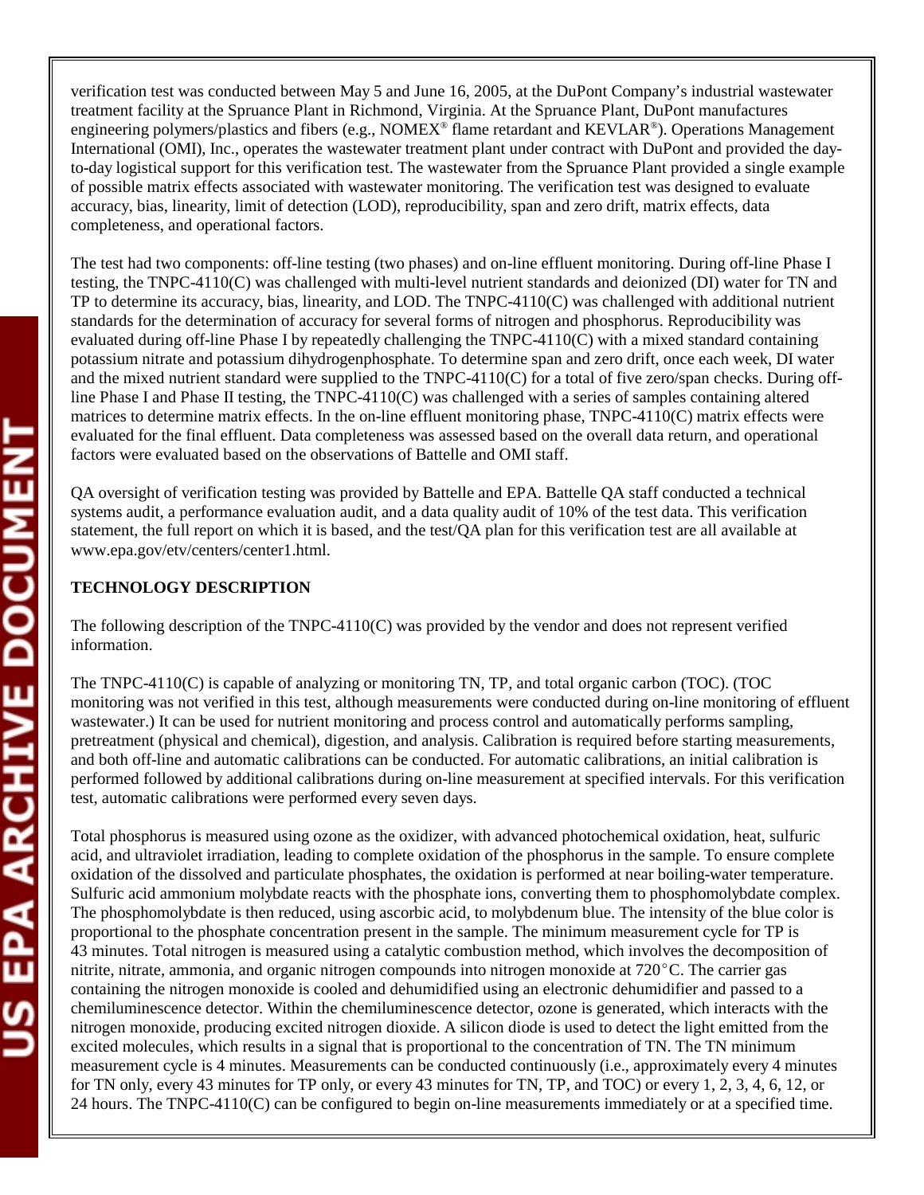verification test was conducted between May 5 and June 16, 2005, at the DuPont Company's industrial wastewater treatment facility at the Spruance Plant in Richmond, Virginia. At the Spruance Plant, DuPont manufactures engineering polymers/plastics and fibers (e.g., NOMEX® flame retardant and KEVLAR®). Operations Management International (OMI), Inc., operates the wastewater treatment plant under contract with DuPont and provided the day-to-day logistical support for this verification test. The wastewater from the Spruance Plant provided a single example of possible matrix effects associated with wastewater monitoring. The verification test was designed to evaluate accuracy, bias, linearity, limit of detection (LOD), reproducibility, span and zero drift, matrix effects, data completeness, and operational factors.

The test had two components: off-line testing (two phases) and on-line effluent monitoring. During off-line Phase I testing, the TNPC-4110(C) was challenged with multi-level nutrient standards and deionized (DI) water for TN and TP to determine its accuracy, bias, linearity, and LOD. The TNPC-4110(C) was challenged with additional nutrient standards for the determination of accuracy for several forms of nitrogen and phosphorus. Reproducibility was evaluated during off-line Phase I by repeatedly challenging the TNPC-4110(C) with a mixed standard containing potassium nitrate and potassium dihydrogenphosphate. To determine span and zero drift, once each week, DI water and the mixed nutrient standard were supplied to the TNPC-4110(C) for a total of five zero/span checks. During off-line Phase I and Phase II testing, the TNPC-4110(C) was challenged with a series of samples containing altered matrices to determine matrix effects. In the on-line effluent monitoring phase, TNPC-4110(C) matrix effects were evaluated for the final effluent. Data completeness was assessed based on the overall data return, and operational factors were evaluated based on the observations of Battelle and OMI staff.

QA oversight of verification testing was provided by Battelle and EPA. Battelle QA staff conducted a technical systems audit, a performance evaluation audit, and a data quality audit of 10% of the test data. This verification statement, the full report on which it is based, and the test/QA plan for this verification test are all available at www.epa.gov/etv/centers/center1.html.

**TECHNOLOGY DESCRIPTION**

The following description of the TNPC-4110(C) was provided by the vendor and does not represent verified information.

The TNPC-4110(C) is capable of analyzing or monitoring TN, TP, and total organic carbon (TOC). (TOC monitoring was not verified in this test, although measurements were conducted during on-line monitoring of effluent wastewater.) It can be used for nutrient monitoring and process control and automatically performs sampling, pretreatment (physical and chemical), digestion, and analysis. Calibration is required before starting measurements, and both off-line and automatic calibrations can be conducted. For automatic calibrations, an initial calibration is performed followed by additional calibrations during on-line measurement at specified intervals. For this verification test, automatic calibrations were performed every seven days.

Total phosphorus is measured using ozone as the oxidizer, with advanced photochemical oxidation, heat, sulfuric acid, and ultraviolet irradiation, leading to complete oxidation of the phosphorus in the sample. To ensure complete oxidation of the dissolved and particulate phosphates, the oxidation is performed at near boiling-water temperature. Sulfuric acid ammonium molybdate reacts with the phosphate ions, converting them to phosphomolybdate complex. The phosphomolybdate is then reduced, using ascorbic acid, to molybdenum blue. The intensity of the blue color is proportional to the phosphate concentration present in the sample. The minimum measurement cycle for TP is 43 minutes. Total nitrogen is measured using a catalytic combustion method, which involves the decomposition of nitrite, nitrate, ammonia, and organic nitrogen compounds into nitrogen monoxide at 720°C. The carrier gas containing the nitrogen monoxide is cooled and dehumidified using an electronic dehumidifier and passed to a chemiluminescence detector. Within the chemiluminescence detector, ozone is generated, which interacts with the nitrogen monoxide, producing excited nitrogen dioxide. A silicon diode is used to detect the light emitted from the excited molecules, which results in a signal that is proportional to the concentration of TN. The TN minimum measurement cycle is 4 minutes. Measurements can be conducted continuously (i.e., approximately every 4 minutes for TN only, every 43 minutes for TP only, or every 43 minutes for TN, TP, and TOC) or every 1, 2, 3, 4, 6, 12, or 24 hours. The TNPC-4110(C) can be configured to begin on-line measurements immediately or at a specified time.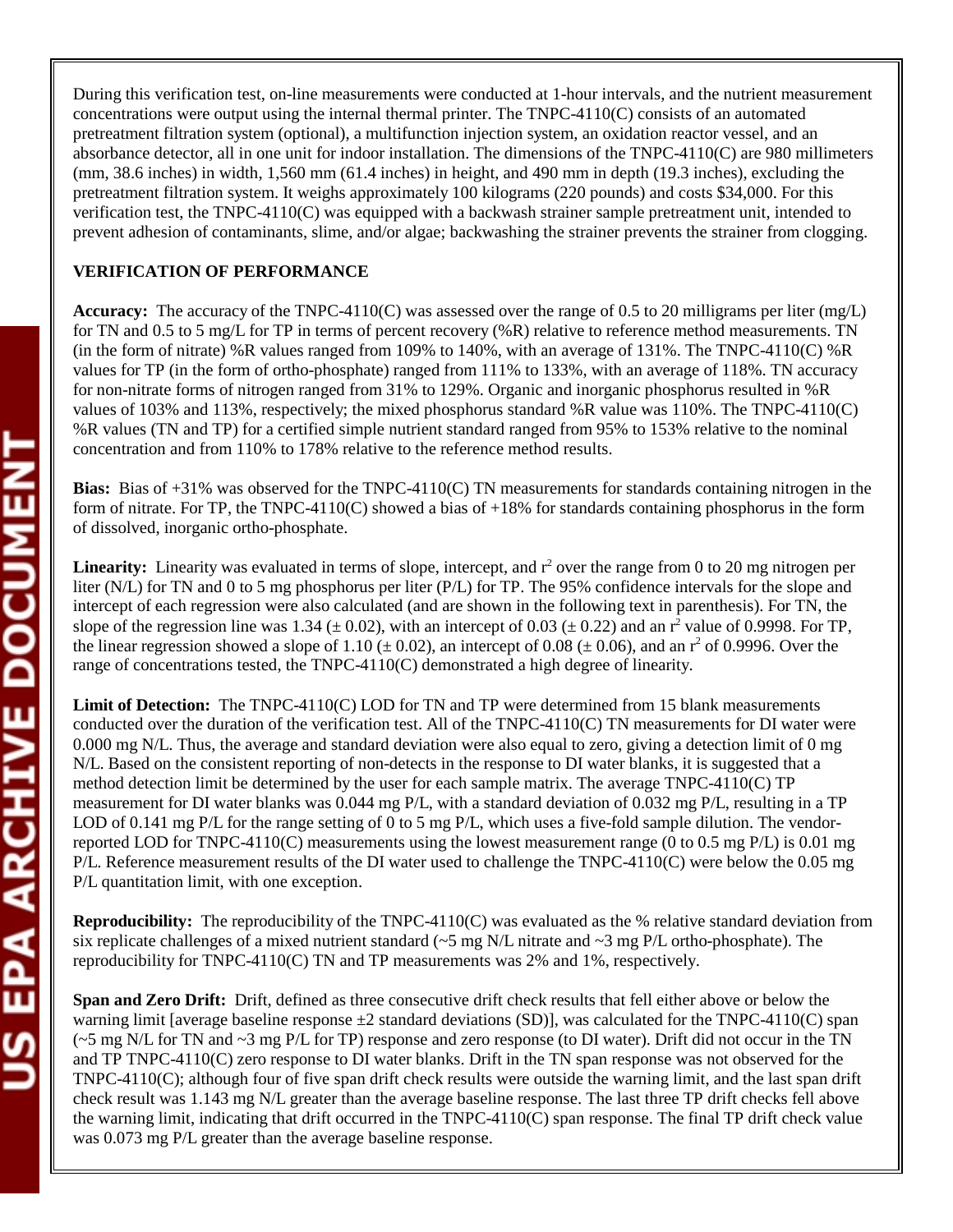During this verification test, on-line measurements were conducted at 1-hour intervals, and the nutrient measurement concentrations were output using the internal thermal printer. The TNPC-4110(C) consists of an automated pretreatment filtration system (optional), a multifunction injection system, an oxidation reactor vessel, and an absorbance detector, all in one unit for indoor installation. The dimensions of the TNPC-4110(C) are 980 millimeters (mm, 38.6 inches) in width, 1,560 mm (61.4 inches) in height, and 490 mm in depth (19.3 inches), excluding the pretreatment filtration system. It weighs approximately 100 kilograms (220 pounds) and costs $34,000. For this verification test, the TNPC-4110(C) was equipped with a backwash strainer sample pretreatment unit, intended to prevent adhesion of contaminants, slime, and/or algae; backwashing the strainer prevents the strainer from clogging.

**VERIFICATION OF PERFORMANCE**

**Accuracy:** The accuracy of the TNPC-4110(C) was assessed over the range of 0.5 to 20 milligrams per liter (mg/L) for TN and 0.5 to 5 mg/L for TP in terms of percent recovery (%R) relative to reference method measurements. TN (in the form of nitrate) %R values ranged from 109% to 140%, with an average of 131%. The TNPC-4110(C) %R values for TP (in the form of ortho-phosphate) ranged from 111% to 133%, with an average of 118%. TN accuracy for non-nitrate forms of nitrogen ranged from 31% to 129%. Organic and inorganic phosphorus resulted in %R values of 103% and 113%, respectively; the mixed phosphorus standard %R value was 110%. The TNPC-4110(C) %R values (TN and TP) for a certified simple nutrient standard ranged from 95% to 153% relative to the nominal concentration and from 110% to 178% relative to the reference method results.

**Bias:** Bias of +31% was observed for the TNPC-4110(C) TN measurements for standards containing nitrogen in the form of nitrate. For TP, the TNPC-4110(C) showed a bias of +18% for standards containing phosphorus in the form of dissolved, inorganic ortho-phosphate.

**Linearity:** Linearity was evaluated in terms of slope, intercept, and $r^2$ over the range from 0 to 20 mg nitrogen per liter (N/L) for TN and 0 to 5 mg phosphorus per liter (P/L) for TP. The 95% confidence intervals for the slope and intercept of each regression were also calculated (and are shown in the following text in parenthesis). For TN, the slope of the regression line was 1.34 (± 0.02), with an intercept of 0.03 (± 0.22) and an $r^2$ value of 0.9998. For TP, the linear regression showed a slope of 1.10 (± 0.02), an intercept of 0.08 (± 0.06), and an $r^2$ of 0.9996. Over the range of concentrations tested, the TNPC-4110(C) demonstrated a high degree of linearity.

**Limit of Detection:** The TNPC-4110(C) LOD for TN and TP were determined from 15 blank measurements conducted over the duration of the verification test. All of the TNPC-4110(C) TN measurements for DI water were 0.000 mg N/L. Thus, the average and standard deviation were also equal to zero, giving a detection limit of 0 mg N/L. Based on the consistent reporting of non-detects in the response to DI water blanks, it is suggested that a method detection limit be determined by the user for each sample matrix. The average TNPC-4110(C) TP measurement for DI water blanks was 0.044 mg P/L, with a standard deviation of 0.032 mg P/L, resulting in a TP LOD of 0.141 mg P/L for the range setting of 0 to 5 mg P/L, which uses a five-fold sample dilution. The vendor-reported LOD for TNPC-4110(C) measurements using the lowest measurement range (0 to 0.5 mg P/L) is 0.01 mg P/L. Reference measurement results of the DI water used to challenge the TNPC-4110(C) were below the 0.05 mg P/L quantitation limit, with one exception.

**Reproducibility:** The reproducibility of the TNPC-4110(C) was evaluated as the % relative standard deviation from six replicate challenges of a mixed nutrient standard (~5 mg N/L nitrate and ~3 mg P/L ortho-phosphate). The reproducibility for TNPC-4110(C) TN and TP measurements was 2% and 1%, respectively.

**Span and Zero Drift:** Drift, defined as three consecutive drift check results that fell either above or below the warning limit [average baseline response ±2 standard deviations (SD)], was calculated for the TNPC-4110(C) span (~5 mg N/L for TN and ~3 mg P/L for TP) response and zero response (to DI water). Drift did not occur in the TN and TP TNPC-4110(C) zero response to DI water blanks. Drift in the TN span response was not observed for the TNPC-4110(C); although four of five span drift check results were outside the warning limit, and the last span drift check result was 1.143 mg N/L greater than the average baseline response. The last three TP drift checks fell above the warning limit, indicating that drift occurred in the TNPC-4110(C) span response. The final TP drift check value was 0.073 mg P/L greater than the average baseline response.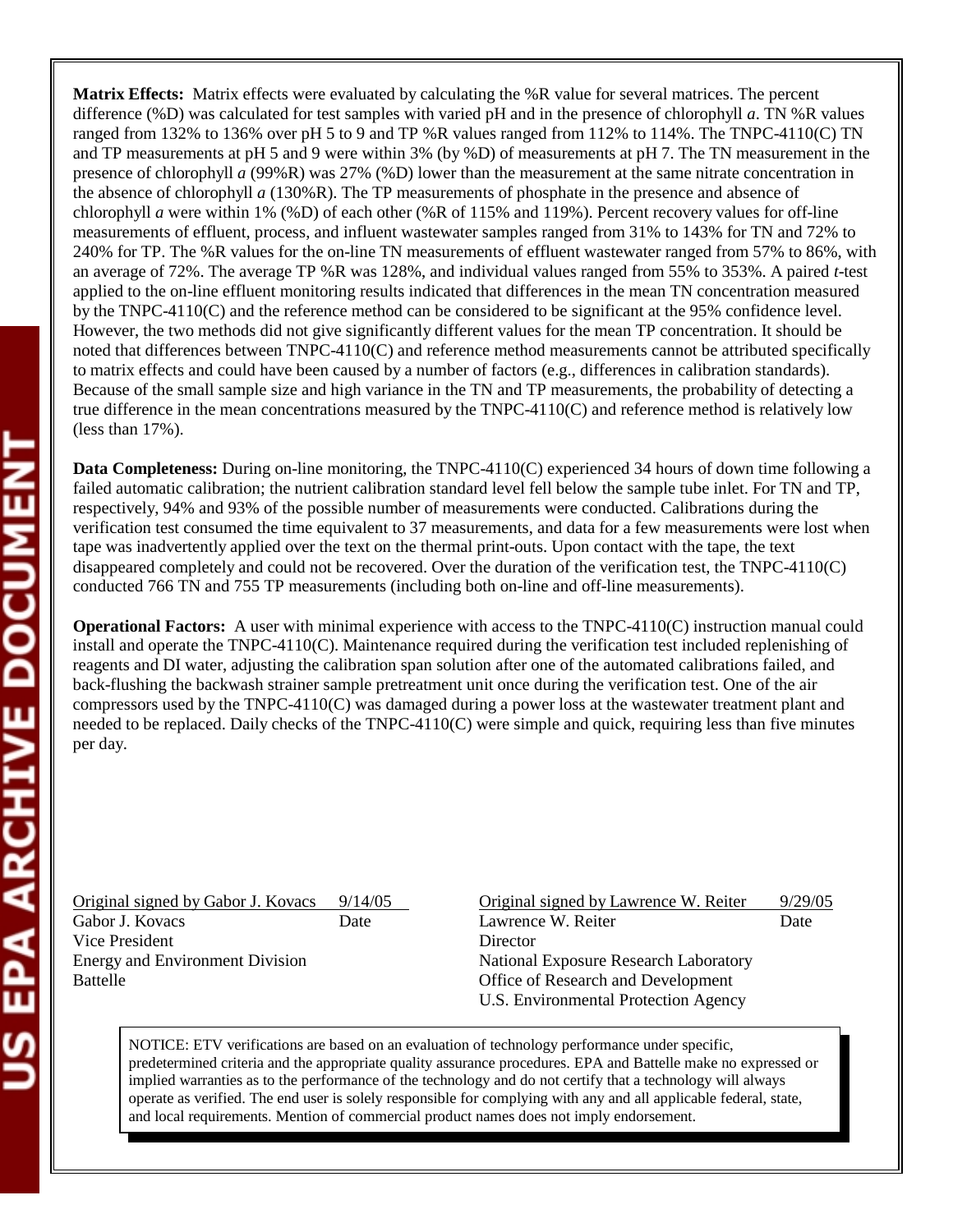**Matrix Effects:** Matrix effects were evaluated by calculating the %R value for several matrices. The percent difference (%D) was calculated for test samples with varied pH and in the presence of chlorophyll *a*. TN %R values ranged from 132% to 136% over pH 5 to 9 and TP %R values ranged from 112% to 114%. The TNPC-4110(C) TN and TP measurements at pH 5 and 9 were within 3% (by %D) of measurements at pH 7. The TN measurement in the presence of chlorophyll *a* (99%R) was 27% (%D) lower than the measurement at the same nitrate concentration in the absence of chlorophyll *a* (130%R). The TP measurements of phosphate in the presence and absence of chlorophyll *a* were within 1% (%D) of each other (%R of 115% and 119%). Percent recovery values for off-line measurements of effluent, process, and influent wastewater samples ranged from 31% to 143% for TN and 72% to 240% for TP. The %R values for the on-line TN measurements of effluent wastewater ranged from 57% to 86%, with an average of 72%. The average TP %R was 128%, and individual values ranged from 55% to 353%. A paired *t*-test applied to the on-line effluent monitoring results indicated that differences in the mean TN concentration measured by the TNPC-4110(C) and the reference method can be considered to be significant at the 95% confidence level. However, the two methods did not give significantly different values for the mean TP concentration. It should be noted that differences between TNPC-4110(C) and reference method measurements cannot be attributed specifically to matrix effects and could have been caused by a number of factors (e.g., differences in calibration standards). Because of the small sample size and high variance in the TN and TP measurements, the probability of detecting a true difference in the mean concentrations measured by the TNPC-4110(C) and reference method is relatively low (less than 17%).

**Data Completeness:** During on-line monitoring, the TNPC-4110(C) experienced 34 hours of down time following a failed automatic calibration; the nutrient calibration standard level fell below the sample tube inlet. For TN and TP, respectively, 94% and 93% of the possible number of measurements were conducted. Calibrations during the verification test consumed the time equivalent to 37 measurements, and data for a few measurements were lost when tape was inadvertently applied over the text on the thermal print-outs. Upon contact with the tape, the text disappeared completely and could not be recovered. Over the duration of the verification test, the TNPC-4110(C) conducted 766 TN and 755 TP measurements (including both on-line and off-line measurements).

**Operational Factors:** A user with minimal experience with access to the TNPC-4110(C) instruction manual could install and operate the TNPC-4110(C). Maintenance required during the verification test included replenishing of reagents and DI water, adjusting the calibration span solution after one of the automated calibrations failed, and back-flushing the backwash strainer sample pretreatment unit once during the verification test. One of the air compressors used by the TNPC-4110(C) was damaged during a power loss at the wastewater treatment plant and needed to be replaced. Daily checks of the TNPC-4110(C) were simple and quick, requiring less than five minutes per day.

Original signed by Gabor J. Kovacs 9/14/05
Gabor J. Kovacs Date
Vice President
Energy and Environment Division
Battelle

Original signed by Lawrence W. Reiter 9/29/05
Lawrence W. Reiter Date
Director
National Exposure Research Laboratory
Office of Research and Development
U.S. Environmental Protection Agency

NOTICE: ETV verifications are based on an evaluation of technology performance under specific, predetermined criteria and the appropriate quality assurance procedures. EPA and Battelle make no expressed or implied warranties as to the performance of the technology and do not certify that a technology will always operate as verified. The end user is solely responsible for complying with any and all applicable federal, state, and local requirements. Mention of commercial product names does not imply endorsement.